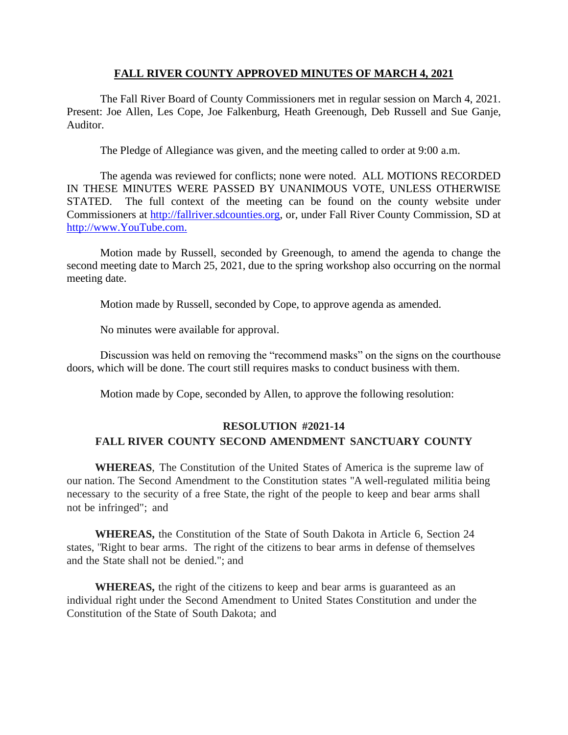# FALL RIVER COUNTY APPROVED MINUTES OF MARCH 4, 2021

The Fall River Board of County Commissioners met in regular session on March 4, 2021. Present: Joe Allen, Les Cope, Joe Falkenburg, Heath Greenough, Deb Russell and Sue Ganje, Auditor.

The Pledge of Allegiance was given, and the meeting called to order at 9:00 a.m.

The agenda was reviewed for conflicts; none were noted. ALL MOTIONS RECORDED IN THESE MINUTES WERE PASSED BY UNANIMOUS VOTE, UNLESS OTHERWISE STATED. The full context of the meeting can be found on the county website under Commissioners at http://fallriver.sdcounties.org, or, under Fall River County Commission, SD at http://www.YouTube.com.

Motion made by Russell, seconded by Greenough, to amend the agenda to change the second meeting date to March 25, 2021, due to the spring workshop also occurring on the normal meeting date.

Motion made by Russell, seconded by Cope, to approve agenda as amended.

No minutes were available for approval.

Discussion was held on removing the "recommend masks" on the signs on the courthouse doors, which will be done. The court still requires masks to conduct business with them.

Motion made by Cope, seconded by Allen, to approve the following resolution:

## RESOLUTION #2021-14
## FALL RIVER COUNTY SECOND AMENDMENT SANCTUARY COUNTY

**WHEREAS**, The Constitution of the United States of America is the supreme law of our nation. The Second Amendment to the Constitution states "A well-regulated militia being necessary to the security of a free State, the right of the people to keep and bear arms shall not be infringed"; and

**WHEREAS,** the Constitution of the State of South Dakota in Article 6, Section 24 states, "Right to bear arms. The right of the citizens to bear arms in defense of themselves and the State shall not be denied."; and

**WHEREAS,** the right of the citizens to keep and bear arms is guaranteed as an individual right under the Second Amendment to United States Constitution and under the Constitution of the State of South Dakota; and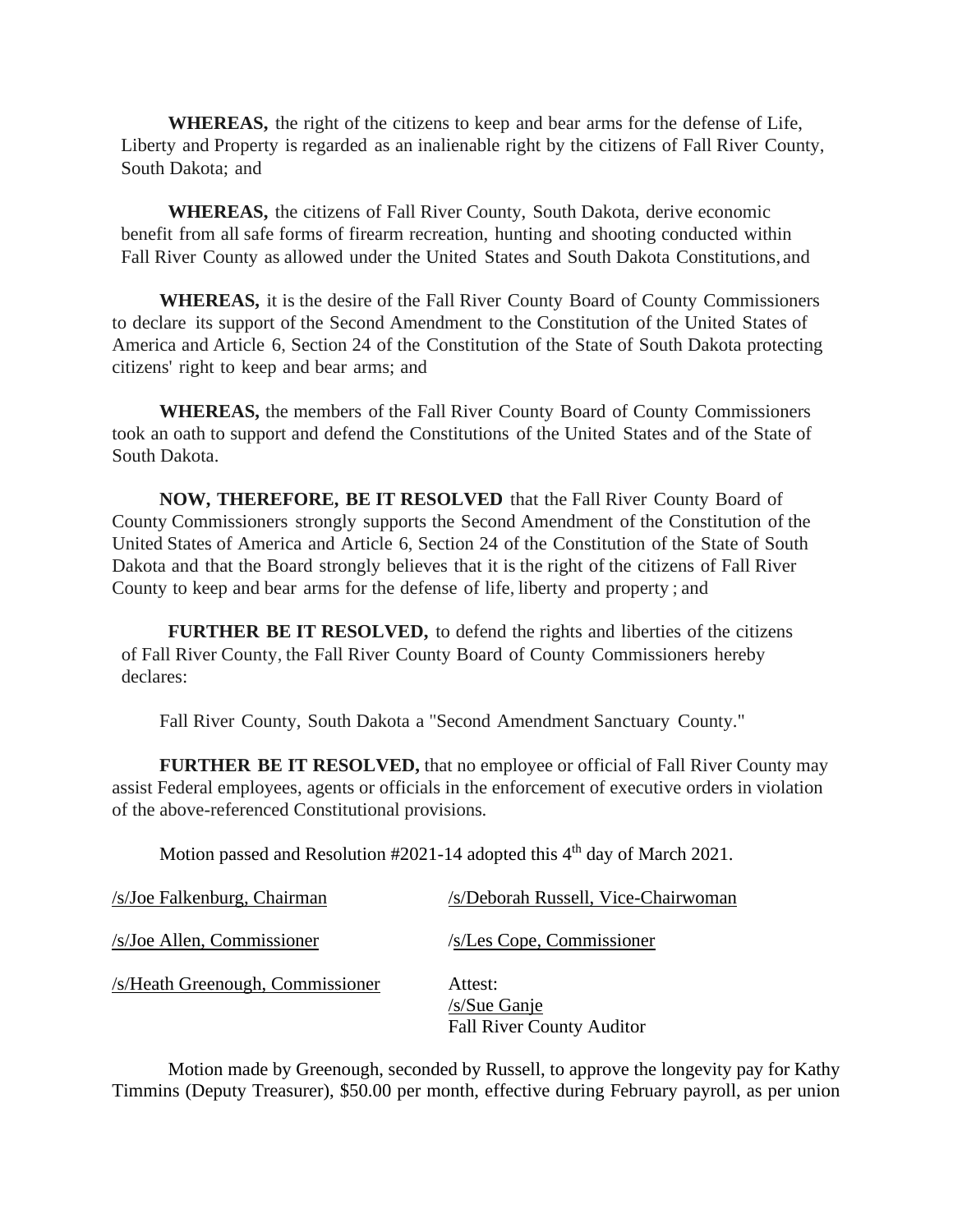**WHEREAS,** the right of the citizens to keep and bear arms for the defense of Life, Liberty and Property is regarded as an inalienable right by the citizens of Fall River County, South Dakota; and

**WHEREAS,** the citizens of Fall River County, South Dakota, derive economic benefit from all safe forms of firearm recreation, hunting and shooting conducted within Fall River County as allowed under the United States and South Dakota Constitutions, and

**WHEREAS,** it is the desire of the Fall River County Board of County Commissioners to declare its support of the Second Amendment to the Constitution of the United States of America and Article 6, Section 24 of the Constitution of the State of South Dakota protecting citizens' right to keep and bear arms; and

**WHEREAS,** the members of the Fall River County Board of County Commissioners took an oath to support and defend the Constitutions of the United States and of the State of South Dakota.

**NOW, THEREFORE, BE IT RESOLVED** that the Fall River County Board of County Commissioners strongly supports the Second Amendment of the Constitution of the United States of America and Article 6, Section 24 of the Constitution of the State of South Dakota and that the Board strongly believes that it is the right of the citizens of Fall River County to keep and bear arms for the defense of life, liberty and property ; and

**FURTHER BE IT RESOLVED,** to defend the rights and liberties of the citizens of Fall River County, the Fall River County Board of County Commissioners hereby declares:

Fall River County, South Dakota a "Second Amendment Sanctuary County."

**FURTHER BE IT RESOLVED,** that no employee or official of Fall River County may assist Federal employees, agents or officials in the enforcement of executive orders in violation of the above-referenced Constitutional provisions.

Motion passed and Resolution #2021-14 adopted this 4th day of March 2021.

/s/Joe Falkenburg, Chairman

/s/Deborah Russell, Vice-Chairwoman

/s/Joe Allen, Commissioner

/s/Les Cope, Commissioner

/s/Heath Greenough, Commissioner

Attest:
/s/Sue Ganje
Fall River County Auditor

Motion made by Greenough, seconded by Russell, to approve the longevity pay for Kathy Timmins (Deputy Treasurer), $50.00 per month, effective during February payroll, as per union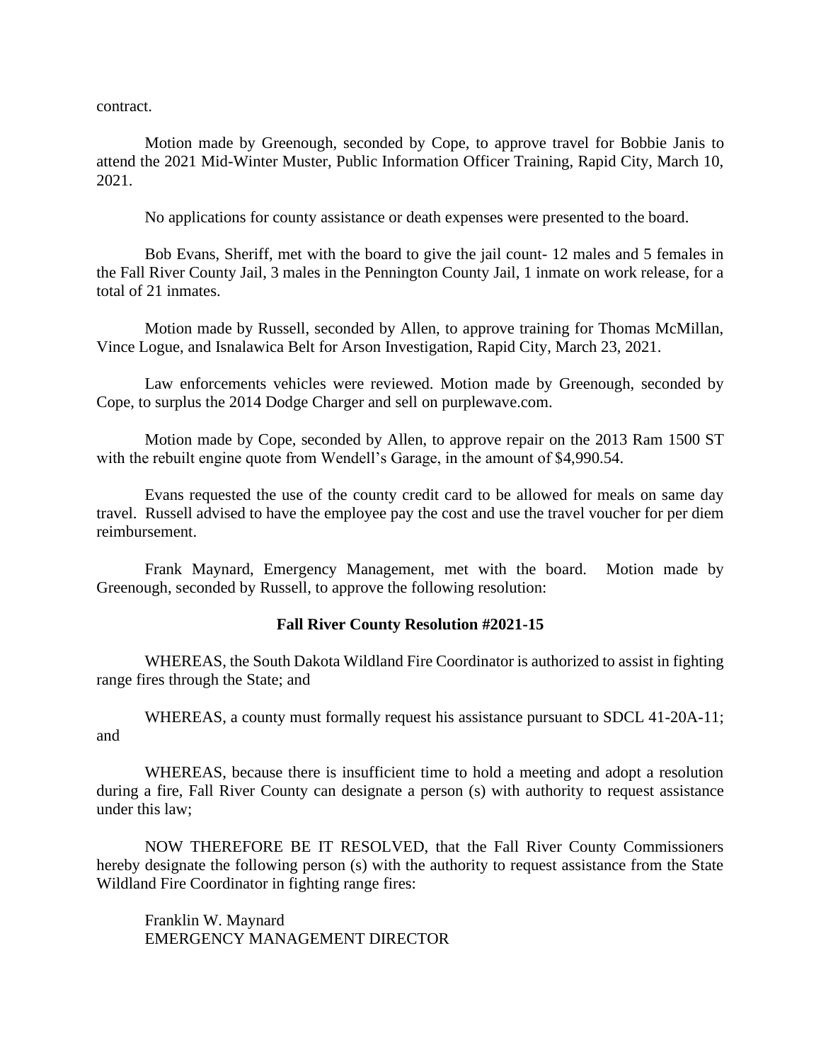contract.

Motion made by Greenough, seconded by Cope, to approve travel for Bobbie Janis to attend the 2021 Mid-Winter Muster, Public Information Officer Training, Rapid City, March 10, 2021.

No applications for county assistance or death expenses were presented to the board.

Bob Evans, Sheriff, met with the board to give the jail count- 12 males and 5 females in the Fall River County Jail, 3 males in the Pennington County Jail, 1 inmate on work release, for a total of 21 inmates.

Motion made by Russell, seconded by Allen, to approve training for Thomas McMillan, Vince Logue, and Isnalawica Belt for Arson Investigation, Rapid City, March 23, 2021.

Law enforcements vehicles were reviewed. Motion made by Greenough, seconded by Cope, to surplus the 2014 Dodge Charger and sell on purplewave.com.

Motion made by Cope, seconded by Allen, to approve repair on the 2013 Ram 1500 ST with the rebuilt engine quote from Wendell's Garage, in the amount of $4,990.54.

Evans requested the use of the county credit card to be allowed for meals on same day travel. Russell advised to have the employee pay the cost and use the travel voucher for per diem reimbursement.

Frank Maynard, Emergency Management, met with the board. Motion made by Greenough, seconded by Russell, to approve the following resolution:

**Fall River County Resolution #2021-15**

WHEREAS, the South Dakota Wildland Fire Coordinator is authorized to assist in fighting range fires through the State; and

WHEREAS, a county must formally request his assistance pursuant to SDCL 41-20A-11; and

WHEREAS, because there is insufficient time to hold a meeting and adopt a resolution during a fire, Fall River County can designate a person (s) with authority to request assistance under this law;

NOW THEREFORE BE IT RESOLVED, that the Fall River County Commissioners hereby designate the following person (s) with the authority to request assistance from the State Wildland Fire Coordinator in fighting range fires:

Franklin W. Maynard
EMERGENCY MANAGEMENT DIRECTOR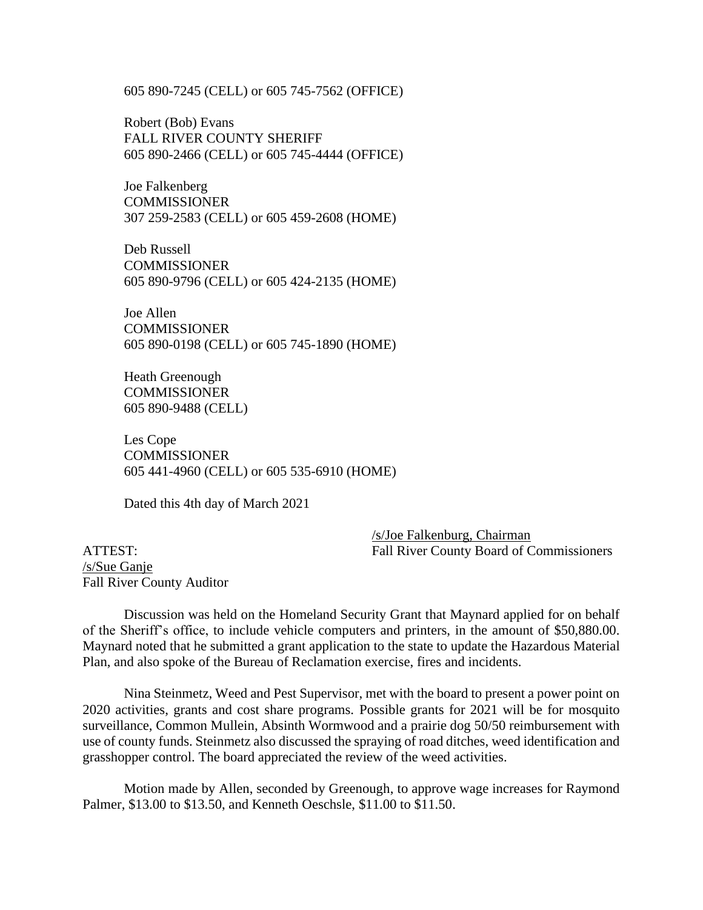605 890-7245 (CELL) or 605 745-7562 (OFFICE)

Robert (Bob) Evans
FALL RIVER COUNTY SHERIFF
605 890-2466 (CELL) or 605 745-4444 (OFFICE)

Joe Falkenberg
COMMISSIONER
307 259-2583 (CELL) or 605 459-2608 (HOME)

Deb Russell
COMMISSIONER
605 890-9796 (CELL) or 605 424-2135 (HOME)

Joe Allen
COMMISSIONER
605 890-0198 (CELL) or 605 745-1890 (HOME)

Heath Greenough
COMMISSIONER
605 890-9488 (CELL)

Les Cope
COMMISSIONER
605 441-4960 (CELL) or 605 535-6910 (HOME)

Dated this 4th day of March 2021

/s/Joe Falkenburg, Chairman
Fall River County Board of Commissioners

ATTEST:
/s/Sue Ganje
Fall River County Auditor

Discussion was held on the Homeland Security Grant that Maynard applied for on behalf of the Sheriff's office, to include vehicle computers and printers, in the amount of $50,880.00. Maynard noted that he submitted a grant application to the state to update the Hazardous Material Plan, and also spoke of the Bureau of Reclamation exercise, fires and incidents.

Nina Steinmetz, Weed and Pest Supervisor, met with the board to present a power point on 2020 activities, grants and cost share programs. Possible grants for 2021 will be for mosquito surveillance, Common Mullein, Absinth Wormwood and a prairie dog 50/50 reimbursement with use of county funds. Steinmetz also discussed the spraying of road ditches, weed identification and grasshopper control. The board appreciated the review of the weed activities.

Motion made by Allen, seconded by Greenough, to approve wage increases for Raymond Palmer, $13.00 to $13.50, and Kenneth Oeschsle, $11.00 to $11.50.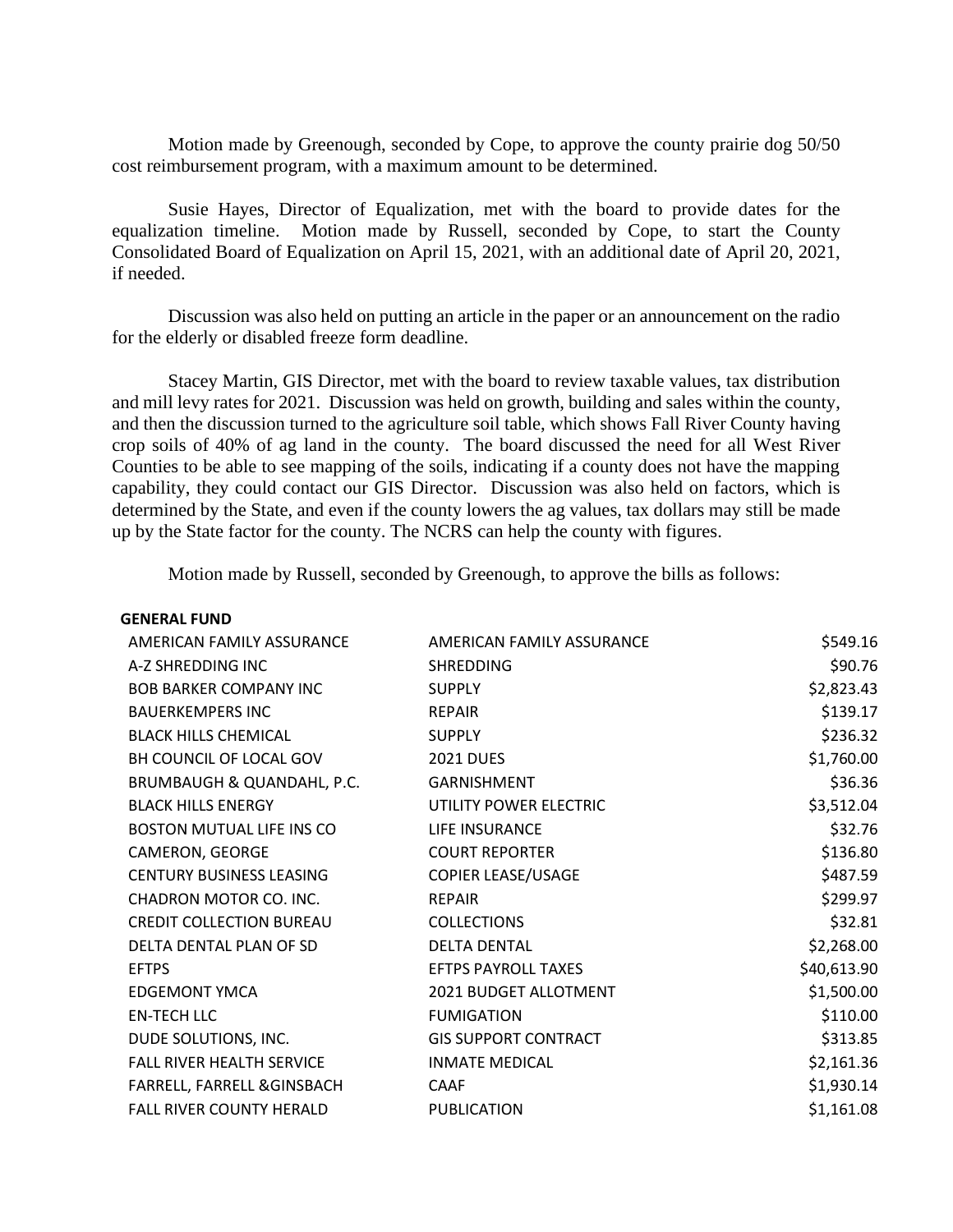Motion made by Greenough, seconded by Cope, to approve the county prairie dog 50/50 cost reimbursement program, with a maximum amount to be determined.

Susie Hayes, Director of Equalization, met with the board to provide dates for the equalization timeline. Motion made by Russell, seconded by Cope, to start the County Consolidated Board of Equalization on April 15, 2021, with an additional date of April 20, 2021, if needed.

Discussion was also held on putting an article in the paper or an announcement on the radio for the elderly or disabled freeze form deadline.

Stacey Martin, GIS Director, met with the board to review taxable values, tax distribution and mill levy rates for 2021. Discussion was held on growth, building and sales within the county, and then the discussion turned to the agriculture soil table, which shows Fall River County having crop soils of 40% of ag land in the county. The board discussed the need for all West River Counties to be able to see mapping of the soils, indicating if a county does not have the mapping capability, they could contact our GIS Director. Discussion was also held on factors, which is determined by the State, and even if the county lowers the ag values, tax dollars may still be made up by the State factor for the county. The NCRS can help the county with figures.

Motion made by Russell, seconded by Greenough, to approve the bills as follows:

**GENERAL FUND**

| | | |
|---|---|---|
| AMERICAN FAMILY ASSURANCE | AMERICAN FAMILY ASSURANCE | $549.16 |
| A-Z SHREDDING INC | SHREDDING | $90.76 |
| BOB BARKER COMPANY INC | SUPPLY | $2,823.43 |
| BAUERKEMPERS INC | REPAIR | $139.17 |
| BLACK HILLS CHEMICAL | SUPPLY | $236.32 |
| BH COUNCIL OF LOCAL GOV | 2021 DUES | $1,760.00 |
| BRUMBAUGH & QUANDAHL, P.C. | GARNISHMENT | $36.36 |
| BLACK HILLS ENERGY | UTILITY POWER ELECTRIC | $3,512.04 |
| BOSTON MUTUAL LIFE INS CO | LIFE INSURANCE | $32.76 |
| CAMERON, GEORGE | COURT REPORTER | $136.80 |
| CENTURY BUSINESS LEASING | COPIER LEASE/USAGE | $487.59 |
| CHADRON MOTOR CO. INC. | REPAIR | $299.97 |
| CREDIT COLLECTION BUREAU | COLLECTIONS | $32.81 |
| DELTA DENTAL PLAN OF SD | DELTA DENTAL | $2,268.00 |
| EFTPS | EFTPS PAYROLL TAXES | $40,613.90 |
| EDGEMONT YMCA | 2021 BUDGET ALLOTMENT | $1,500.00 |
| EN-TECH LLC | FUMIGATION | $110.00 |
| DUDE SOLUTIONS, INC. | GIS SUPPORT CONTRACT | $313.85 |
| FALL RIVER HEALTH SERVICE | INMATE MEDICAL | $2,161.36 |
| FARRELL, FARRELL &GINSBACH | CAAF | $1,930.14 |
| FALL RIVER COUNTY HERALD | PUBLICATION | $1,161.08 |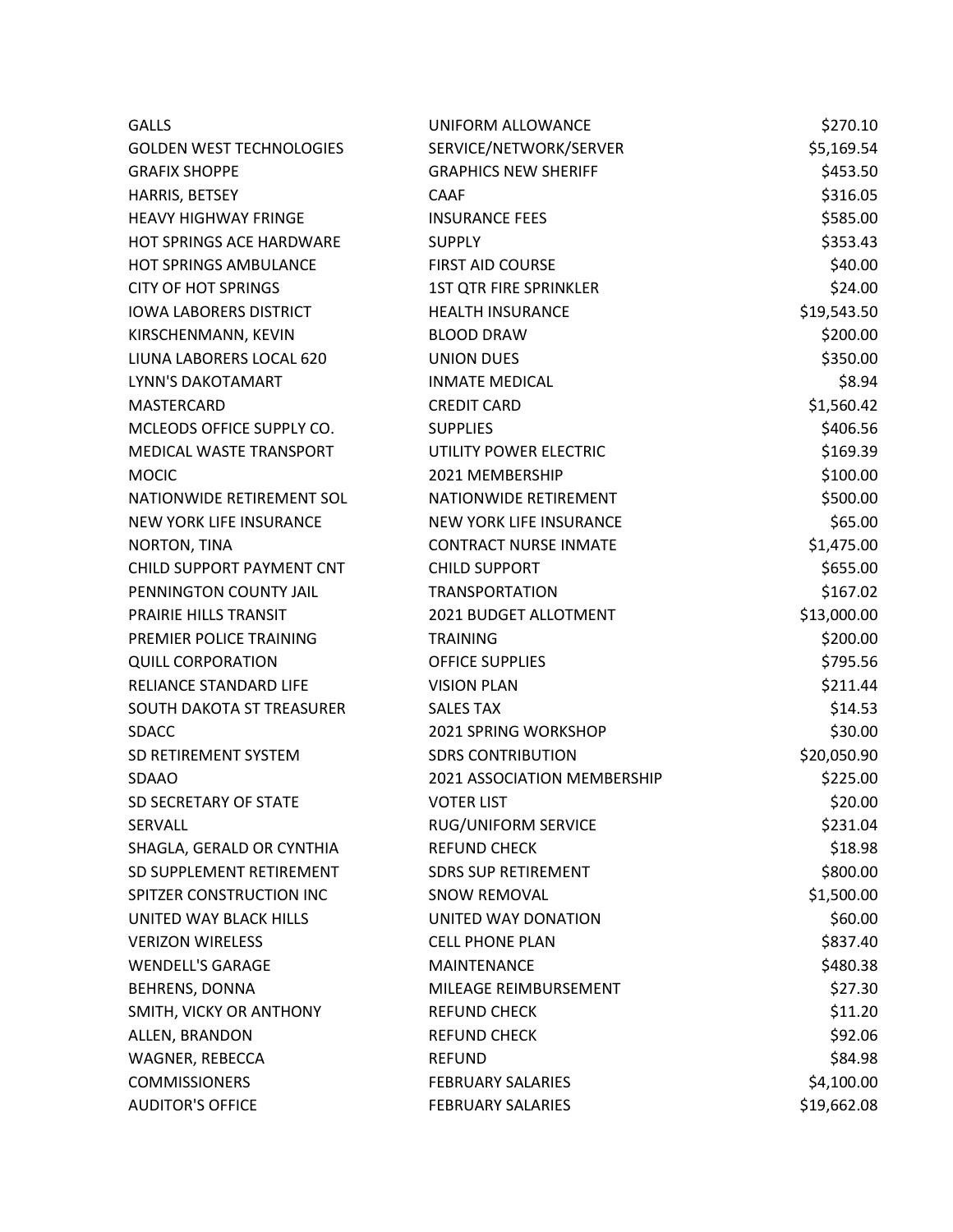| | | |
|---|---|---|
| GALLS | UNIFORM ALLOWANCE | $270.10 |
| GOLDEN WEST TECHNOLOGIES | SERVICE/NETWORK/SERVER | $5,169.54 |
| GRAFIX SHOPPE | GRAPHICS NEW SHERIFF | $453.50 |
| HARRIS, BETSEY | CAAF | $316.05 |
| HEAVY HIGHWAY FRINGE | INSURANCE FEES | $585.00 |
| HOT SPRINGS ACE HARDWARE | SUPPLY | $353.43 |
| HOT SPRINGS AMBULANCE | FIRST AID COURSE | $40.00 |
| CITY OF HOT SPRINGS | 1ST QTR FIRE SPRINKLER | $24.00 |
| IOWA LABORERS DISTRICT | HEALTH INSURANCE | $19,543.50 |
| KIRSCHENMANN, KEVIN | BLOOD DRAW | $200.00 |
| LIUNA LABORERS LOCAL 620 | UNION DUES | $350.00 |
| LYNN'S DAKOTAMART | INMATE MEDICAL | $8.94 |
| MASTERCARD | CREDIT CARD | $1,560.42 |
| MCLEODS OFFICE SUPPLY CO. | SUPPLIES | $406.56 |
| MEDICAL WASTE TRANSPORT | UTILITY POWER ELECTRIC | $169.39 |
| MOCIC | 2021 MEMBERSHIP | $100.00 |
| NATIONWIDE RETIREMENT SOL | NATIONWIDE RETIREMENT | $500.00 |
| NEW YORK LIFE INSURANCE | NEW YORK LIFE INSURANCE | $65.00 |
| NORTON, TINA | CONTRACT NURSE INMATE | $1,475.00 |
| CHILD SUPPORT PAYMENT CNT | CHILD SUPPORT | $655.00 |
| PENNINGTON COUNTY JAIL | TRANSPORTATION | $167.02 |
| PRAIRIE HILLS TRANSIT | 2021 BUDGET ALLOTMENT | $13,000.00 |
| PREMIER POLICE TRAINING | TRAINING | $200.00 |
| QUILL CORPORATION | OFFICE SUPPLIES | $795.56 |
| RELIANCE STANDARD LIFE | VISION PLAN | $211.44 |
| SOUTH DAKOTA ST TREASURER | SALES TAX | $14.53 |
| SDACC | 2021 SPRING WORKSHOP | $30.00 |
| SD RETIREMENT SYSTEM | SDRS CONTRIBUTION | $20,050.90 |
| SDAAO | 2021 ASSOCIATION MEMBERSHIP | $225.00 |
| SD SECRETARY OF STATE | VOTER LIST | $20.00 |
| SERVALL | RUG/UNIFORM SERVICE | $231.04 |
| SHAGLA, GERALD OR CYNTHIA | REFUND CHECK | $18.98 |
| SD SUPPLEMENT RETIREMENT | SDRS SUP RETIREMENT | $800.00 |
| SPITZER CONSTRUCTION INC | SNOW REMOVAL | $1,500.00 |
| UNITED WAY BLACK HILLS | UNITED WAY DONATION | $60.00 |
| VERIZON WIRELESS | CELL PHONE PLAN | $837.40 |
| WENDELL'S GARAGE | MAINTENANCE | $480.38 |
| BEHRENS, DONNA | MILEAGE REIMBURSEMENT | $27.30 |
| SMITH, VICKY OR ANTHONY | REFUND CHECK | $11.20 |
| ALLEN, BRANDON | REFUND CHECK | $92.06 |
| WAGNER, REBECCA | REFUND | $84.98 |
| COMMISSIONERS | FEBRUARY SALARIES | $4,100.00 |
| AUDITOR'S OFFICE | FEBRUARY SALARIES | $19,662.08 |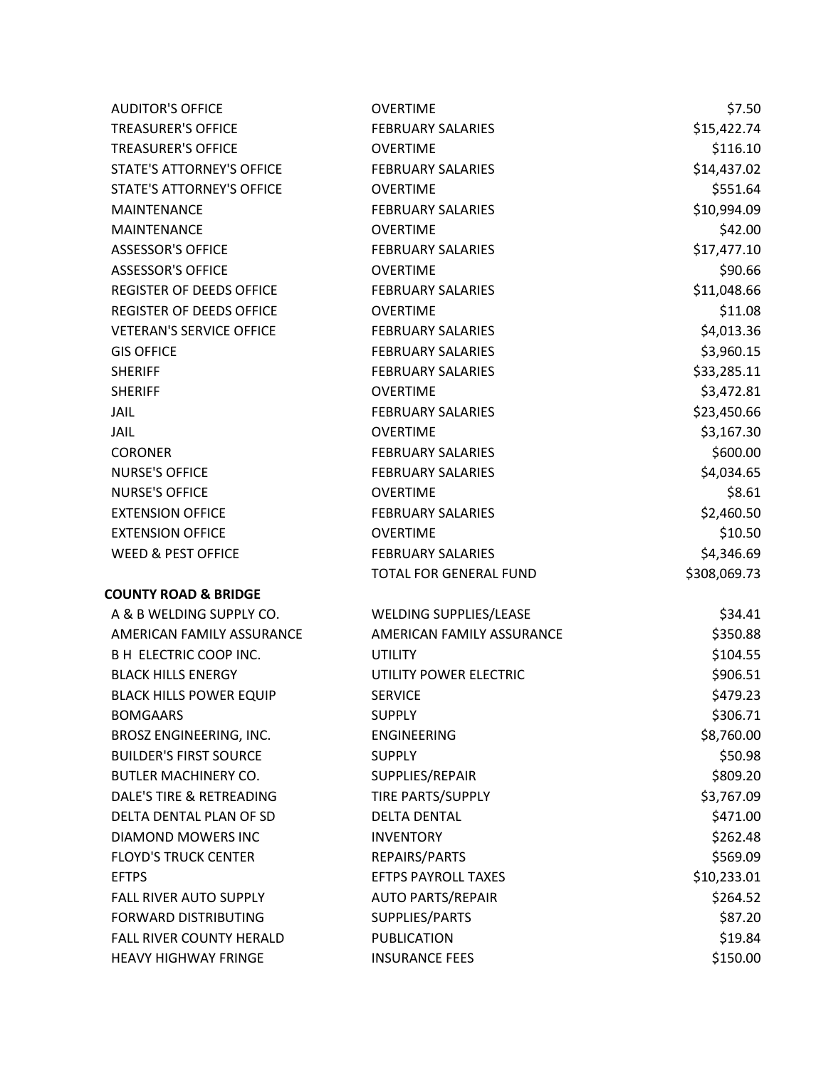| | | |
|---|---|---|
| AUDITOR'S OFFICE | OVERTIME | $7.50 |
| TREASURER'S OFFICE | FEBRUARY SALARIES | $15,422.74 |
| TREASURER'S OFFICE | OVERTIME | $116.10 |
| STATE'S ATTORNEY'S OFFICE | FEBRUARY SALARIES | $14,437.02 |
| STATE'S ATTORNEY'S OFFICE | OVERTIME | $551.64 |
| MAINTENANCE | FEBRUARY SALARIES | $10,994.09 |
| MAINTENANCE | OVERTIME | $42.00 |
| ASSESSOR'S OFFICE | FEBRUARY SALARIES | $17,477.10 |
| ASSESSOR'S OFFICE | OVERTIME | $90.66 |
| REGISTER OF DEEDS OFFICE | FEBRUARY SALARIES | $11,048.66 |
| REGISTER OF DEEDS OFFICE | OVERTIME | $11.08 |
| VETERAN'S SERVICE OFFICE | FEBRUARY SALARIES | $4,013.36 |
| GIS OFFICE | FEBRUARY SALARIES | $3,960.15 |
| SHERIFF | FEBRUARY SALARIES | $33,285.11 |
| SHERIFF | OVERTIME | $3,472.81 |
| JAIL | FEBRUARY SALARIES | $23,450.66 |
| JAIL | OVERTIME | $3,167.30 |
| CORONER | FEBRUARY SALARIES | $600.00 |
| NURSE'S OFFICE | FEBRUARY SALARIES | $4,034.65 |
| NURSE'S OFFICE | OVERTIME | $8.61 |
| EXTENSION OFFICE | FEBRUARY SALARIES | $2,460.50 |
| EXTENSION OFFICE | OVERTIME | $10.50 |
| WEED & PEST OFFICE | FEBRUARY SALARIES | $4,346.69 |
| | TOTAL FOR GENERAL FUND | $308,069.73 |

**COUNTY ROAD & BRIDGE**

| | | |
|---|---|---|
| A & B WELDING SUPPLY CO. | WELDING SUPPLIES/LEASE | $34.41 |
| AMERICAN FAMILY ASSURANCE | AMERICAN FAMILY ASSURANCE | $350.88 |
| B H ELECTRIC COOP INC. | UTILITY | $104.55 |
| BLACK HILLS ENERGY | UTILITY POWER ELECTRIC | $906.51 |
| BLACK HILLS POWER EQUIP | SERVICE | $479.23 |
| BOMGAARS | SUPPLY | $306.71 |
| BROSZ ENGINEERING, INC. | ENGINEERING | $8,760.00 |
| BUILDER'S FIRST SOURCE | SUPPLY | $50.98 |
| BUTLER MACHINERY CO. | SUPPLIES/REPAIR | $809.20 |
| DALE'S TIRE & RETREADING | TIRE PARTS/SUPPLY | $3,767.09 |
| DELTA DENTAL PLAN OF SD | DELTA DENTAL | $471.00 |
| DIAMOND MOWERS INC | INVENTORY | $262.48 |
| FLOYD'S TRUCK CENTER | REPAIRS/PARTS | $569.09 |
| EFTPS | EFTPS PAYROLL TAXES | $10,233.01 |
| FALL RIVER AUTO SUPPLY | AUTO PARTS/REPAIR | $264.52 |
| FORWARD DISTRIBUTING | SUPPLIES/PARTS | $87.20 |
| FALL RIVER COUNTY HERALD | PUBLICATION | $19.84 |
| HEAVY HIGHWAY FRINGE | INSURANCE FEES | $150.00 |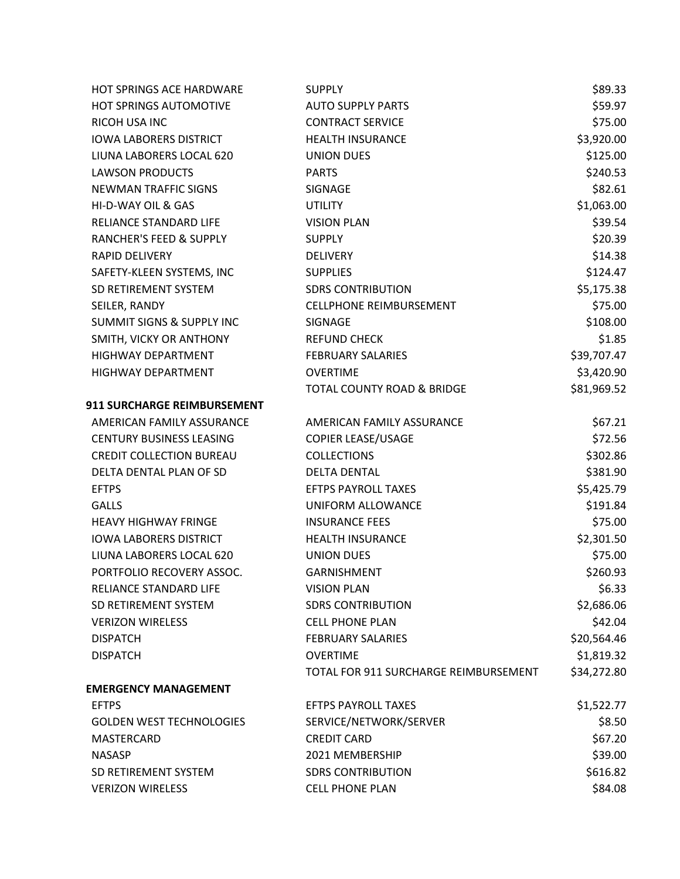| | | |
|---|---|---|
| HOT SPRINGS ACE HARDWARE | SUPPLY | $89.33 |
| HOT SPRINGS AUTOMOTIVE | AUTO SUPPLY PARTS | $59.97 |
| RICOH USA INC | CONTRACT SERVICE | $75.00 |
| IOWA LABORERS DISTRICT | HEALTH INSURANCE | $3,920.00 |
| LIUNA LABORERS LOCAL 620 | UNION DUES | $125.00 |
| LAWSON PRODUCTS | PARTS | $240.53 |
| NEWMAN TRAFFIC SIGNS | SIGNAGE | $82.61 |
| HI-D-WAY OIL & GAS | UTILITY | $1,063.00 |
| RELIANCE STANDARD LIFE | VISION PLAN | $39.54 |
| RANCHER'S FEED & SUPPLY | SUPPLY | $20.39 |
| RAPID DELIVERY | DELIVERY | $14.38 |
| SAFETY-KLEEN SYSTEMS, INC | SUPPLIES | $124.47 |
| SD RETIREMENT SYSTEM | SDRS CONTRIBUTION | $5,175.38 |
| SEILER, RANDY | CELLPHONE REIMBURSEMENT | $75.00 |
| SUMMIT SIGNS & SUPPLY INC | SIGNAGE | $108.00 |
| SMITH, VICKY OR ANTHONY | REFUND CHECK | $1.85 |
| HIGHWAY DEPARTMENT | FEBRUARY SALARIES | $39,707.47 |
| HIGHWAY DEPARTMENT | OVERTIME | $3,420.90 |
| | TOTAL COUNTY ROAD & BRIDGE | $81,969.52 |
| **911 SURCHARGE REIMBURSEMENT** | | |
| AMERICAN FAMILY ASSURANCE | AMERICAN FAMILY ASSURANCE | $67.21 |
| CENTURY BUSINESS LEASING | COPIER LEASE/USAGE | $72.56 |
| CREDIT COLLECTION BUREAU | COLLECTIONS | $302.86 |
| DELTA DENTAL PLAN OF SD | DELTA DENTAL | $381.90 |
| EFTPS | EFTPS PAYROLL TAXES | $5,425.79 |
| GALLS | UNIFORM ALLOWANCE | $191.84 |
| HEAVY HIGHWAY FRINGE | INSURANCE FEES | $75.00 |
| IOWA LABORERS DISTRICT | HEALTH INSURANCE | $2,301.50 |
| LIUNA LABORERS LOCAL 620 | UNION DUES | $75.00 |
| PORTFOLIO RECOVERY ASSOC. | GARNISHMENT | $260.93 |
| RELIANCE STANDARD LIFE | VISION PLAN | $6.33 |
| SD RETIREMENT SYSTEM | SDRS CONTRIBUTION | $2,686.06 |
| VERIZON WIRELESS | CELL PHONE PLAN | $42.04 |
| DISPATCH | FEBRUARY SALARIES | $20,564.46 |
| DISPATCH | OVERTIME | $1,819.32 |
| | TOTAL FOR 911 SURCHARGE REIMBURSEMENT | $34,272.80 |
| **EMERGENCY MANAGEMENT** | | |
| EFTPS | EFTPS PAYROLL TAXES | $1,522.77 |
| GOLDEN WEST TECHNOLOGIES | SERVICE/NETWORK/SERVER | $8.50 |
| MASTERCARD | CREDIT CARD | $67.20 |
| NASASP | 2021 MEMBERSHIP | $39.00 |
| SD RETIREMENT SYSTEM | SDRS CONTRIBUTION | $616.82 |
| VERIZON WIRELESS | CELL PHONE PLAN | $84.08 |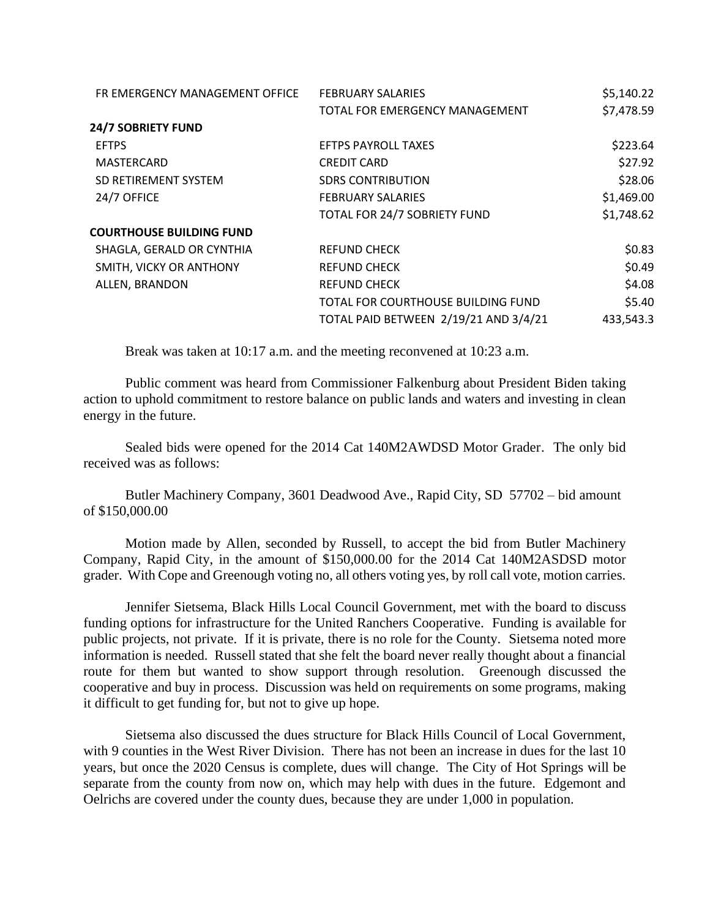| | | |
|---|---|---|
| FR EMERGENCY MANAGEMENT OFFICE | FEBRUARY SALARIES | $5,140.22 |
| | TOTAL FOR EMERGENCY MANAGEMENT | $7,478.59 |
| **24/7 SOBRIETY FUND** | | |
| EFTPS | EFTPS PAYROLL TAXES | $223.64 |
| MASTERCARD | CREDIT CARD | $27.92 |
| SD RETIREMENT SYSTEM | SDRS CONTRIBUTION | $28.06 |
| 24/7 OFFICE | FEBRUARY SALARIES | $1,469.00 |
| | TOTAL FOR 24/7 SOBRIETY FUND | $1,748.62 |
| **COURTHOUSE BUILDING FUND** | | |
| SHAGLA, GERALD OR CYNTHIA | REFUND CHECK | $0.83 |
| SMITH, VICKY OR ANTHONY | REFUND CHECK | $0.49 |
| ALLEN, BRANDON | REFUND CHECK | $4.08 |
| | TOTAL FOR COURTHOUSE BUILDING FUND | $5.40 |
| | TOTAL PAID BETWEEN 2/19/21 AND 3/4/21 | 433,543.3 |

Break was taken at 10:17 a.m. and the meeting reconvened at 10:23 a.m.

Public comment was heard from Commissioner Falkenburg about President Biden taking action to uphold commitment to restore balance on public lands and waters and investing in clean energy in the future.

Sealed bids were opened for the 2014 Cat 140M2AWDSD Motor Grader. The only bid received was as follows:

Butler Machinery Company, 3601 Deadwood Ave., Rapid City, SD 57702 – bid amount of $150,000.00

Motion made by Allen, seconded by Russell, to accept the bid from Butler Machinery Company, Rapid City, in the amount of $150,000.00 for the 2014 Cat 140M2ASDSD motor grader. With Cope and Greenough voting no, all others voting yes, by roll call vote, motion carries.

Jennifer Sietsema, Black Hills Local Council Government, met with the board to discuss funding options for infrastructure for the United Ranchers Cooperative. Funding is available for public projects, not private. If it is private, there is no role for the County. Sietsema noted more information is needed. Russell stated that she felt the board never really thought about a financial route for them but wanted to show support through resolution. Greenough discussed the cooperative and buy in process. Discussion was held on requirements on some programs, making it difficult to get funding for, but not to give up hope.

Sietsema also discussed the dues structure for Black Hills Council of Local Government, with 9 counties in the West River Division. There has not been an increase in dues for the last 10 years, but once the 2020 Census is complete, dues will change. The City of Hot Springs will be separate from the county from now on, which may help with dues in the future. Edgemont and Oelrichs are covered under the county dues, because they are under 1,000 in population.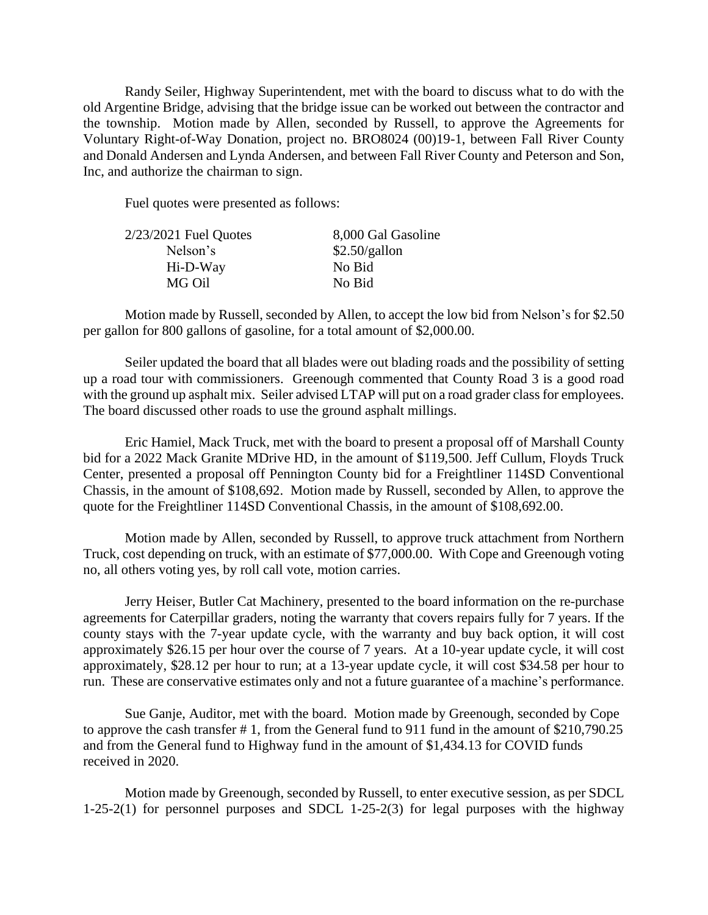Randy Seiler, Highway Superintendent, met with the board to discuss what to do with the old Argentine Bridge, advising that the bridge issue can be worked out between the contractor and the township. Motion made by Allen, seconded by Russell, to approve the Agreements for Voluntary Right-of-Way Donation, project no. BRO8024 (00)19-1, between Fall River County and Donald Andersen and Lynda Andersen, and between Fall River County and Peterson and Son, Inc, and authorize the chairman to sign.

Fuel quotes were presented as follows:

| 2/23/2021 Fuel Quotes | 8,000 Gal Gasoline |
|---|---|
| Nelson's | $2.50/gallon |
| Hi-D-Way | No Bid |
| MG Oil | No Bid |

Motion made by Russell, seconded by Allen, to accept the low bid from Nelson's for $2.50 per gallon for 800 gallons of gasoline, for a total amount of $2,000.00.

Seiler updated the board that all blades were out blading roads and the possibility of setting up a road tour with commissioners. Greenough commented that County Road 3 is a good road with the ground up asphalt mix. Seiler advised LTAP will put on a road grader class for employees. The board discussed other roads to use the ground asphalt millings.

Eric Hamiel, Mack Truck, met with the board to present a proposal off of Marshall County bid for a 2022 Mack Granite MDrive HD, in the amount of $119,500. Jeff Cullum, Floyds Truck Center, presented a proposal off Pennington County bid for a Freightliner 114SD Conventional Chassis, in the amount of $108,692. Motion made by Russell, seconded by Allen, to approve the quote for the Freightliner 114SD Conventional Chassis, in the amount of $108,692.00.

Motion made by Allen, seconded by Russell, to approve truck attachment from Northern Truck, cost depending on truck, with an estimate of $77,000.00. With Cope and Greenough voting no, all others voting yes, by roll call vote, motion carries.

Jerry Heiser, Butler Cat Machinery, presented to the board information on the re-purchase agreements for Caterpillar graders, noting the warranty that covers repairs fully for 7 years. If the county stays with the 7-year update cycle, with the warranty and buy back option, it will cost approximately $26.15 per hour over the course of 7 years. At a 10-year update cycle, it will cost approximately, $28.12 per hour to run; at a 13-year update cycle, it will cost $34.58 per hour to run. These are conservative estimates only and not a future guarantee of a machine's performance.

Sue Ganje, Auditor, met with the board. Motion made by Greenough, seconded by Cope to approve the cash transfer # 1, from the General fund to 911 fund in the amount of $210,790.25 and from the General fund to Highway fund in the amount of $1,434.13 for COVID funds received in 2020.

Motion made by Greenough, seconded by Russell, to enter executive session, as per SDCL 1-25-2(1) for personnel purposes and SDCL 1-25-2(3) for legal purposes with the highway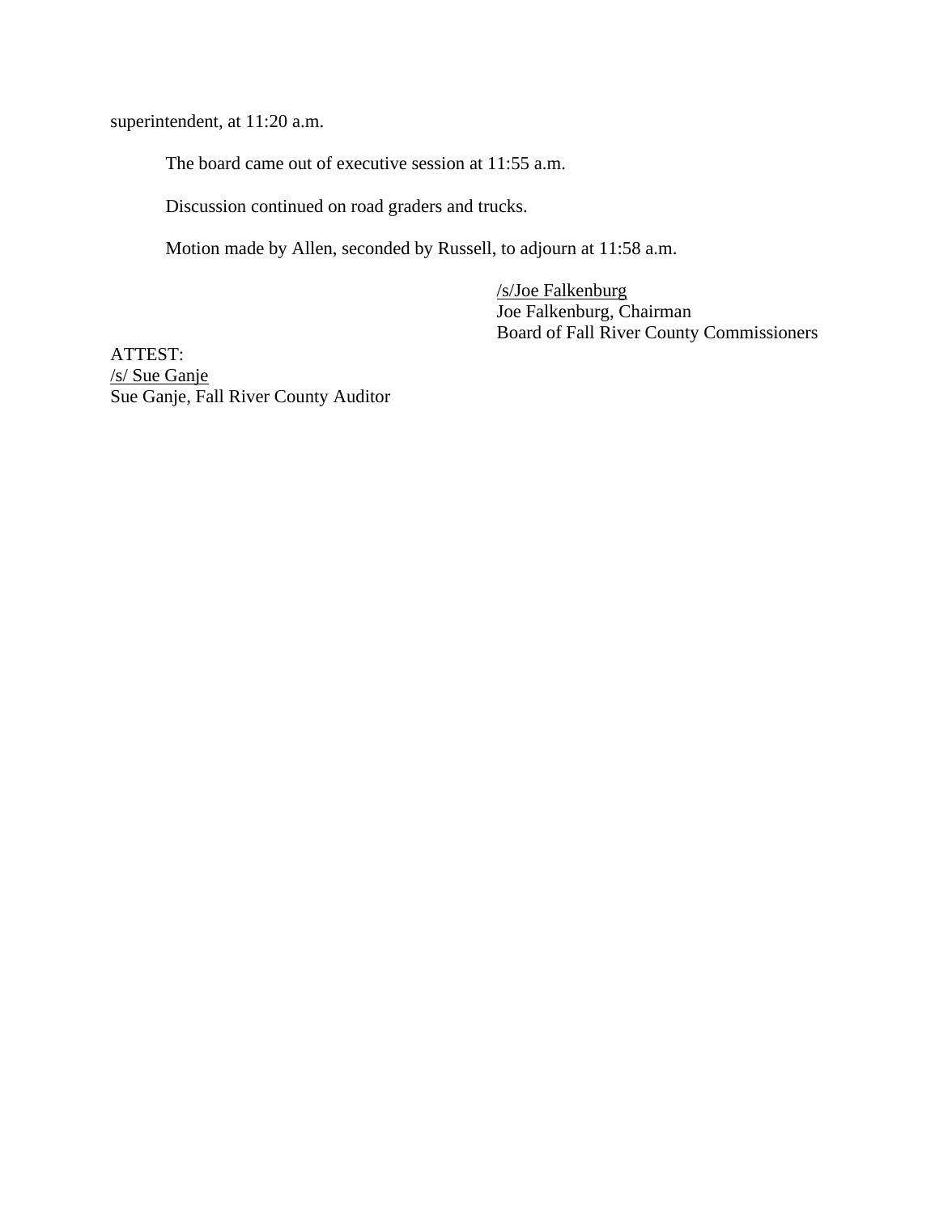superintendent, at 11:20 a.m.

The board came out of executive session at 11:55 a.m.

Discussion continued on road graders and trucks.

Motion made by Allen, seconded by Russell, to adjourn at 11:58 a.m.

/s/Joe Falkenburg
Joe Falkenburg, Chairman
Board of Fall River County Commissioners

ATTEST:
/s/ Sue Ganje
Sue Ganje, Fall River County Auditor